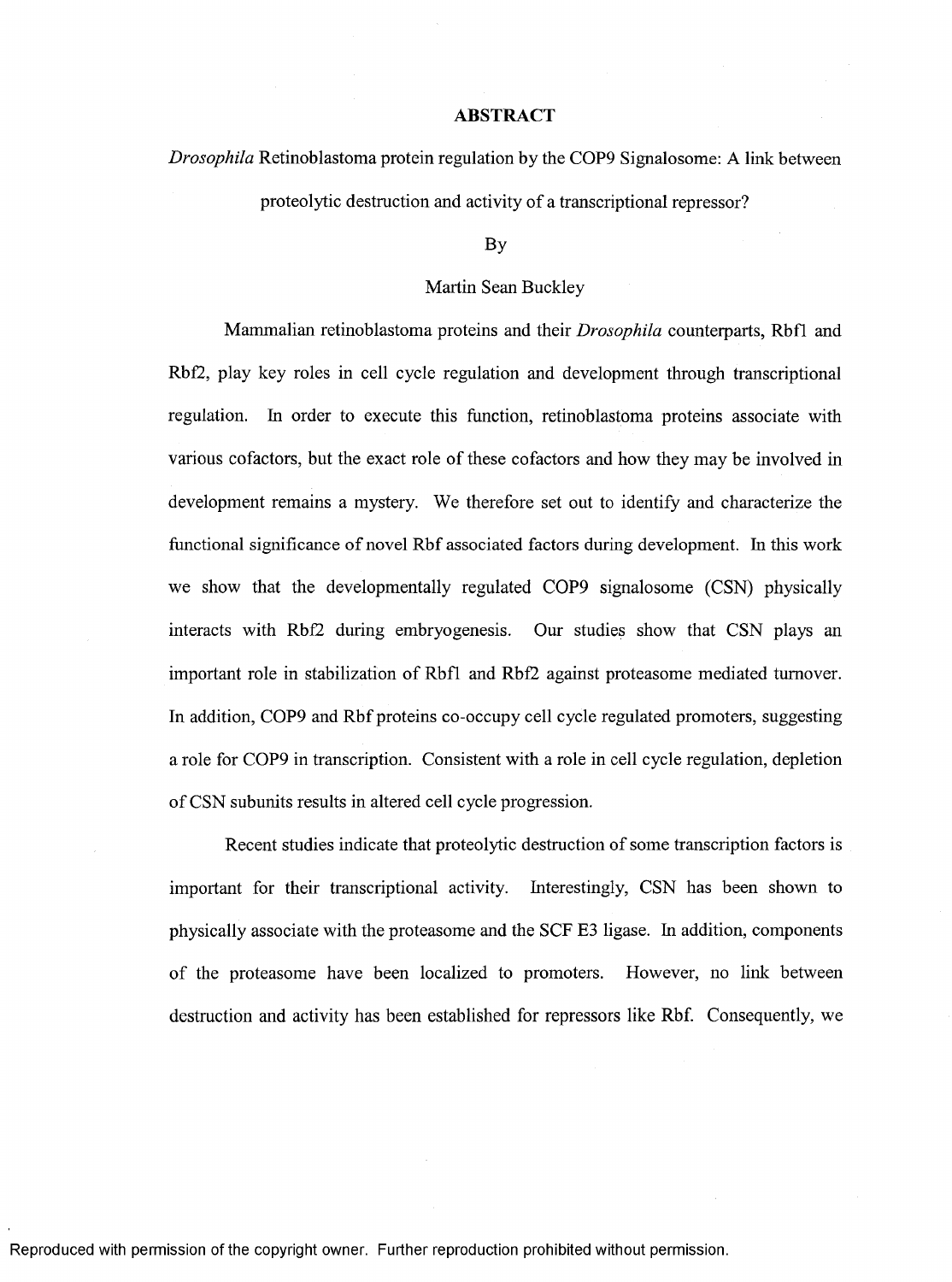# ABSTRACT

*Drosophila* Retinoblastoma protein regulation by the COP9 Signalosome: A link between proteolytic destruction and activity of a transcriptional repressor?

By

Martin Sean Buckley

Mammalian retinoblastoma proteins and their *Drosophila* counterparts, Rbf1 and Rbf2, play key roles in cell cycle regulation and development through transcriptional regulation. In order to execute this function, retinoblastoma proteins associate with various cofactors, but the exact role of these cofactors and how they may be involved in development remains a mystery. We therefore set out to identify and characterize the functional significance of novel Rbf associated factors during development. In this work we show that the developmentally regulated COP9 signalosome (CSN) physically interacts with Rbf2 during embryogenesis. Our studies show that CSN plays an important role in stabilization of Rbf1 and Rbf2 against proteasome mediated turnover. In addition, COP9 and Rbf proteins co-occupy cell cycle regulated promoters, suggesting a role for COP9 in transcription. Consistent with a role in cell cycle regulation, depletion of CSN subunits results in altered cell cycle progression.

Recent studies indicate that proteolytic destruction of some transcription factors is important for their transcriptional activity. Interestingly, CSN has been shown to physically associate with the proteasome and the SCF E3 ligase. In addition, components of the proteasome have been localized to promoters. However, no link between destruction and activity has been established for repressors like Rbf. Consequently, we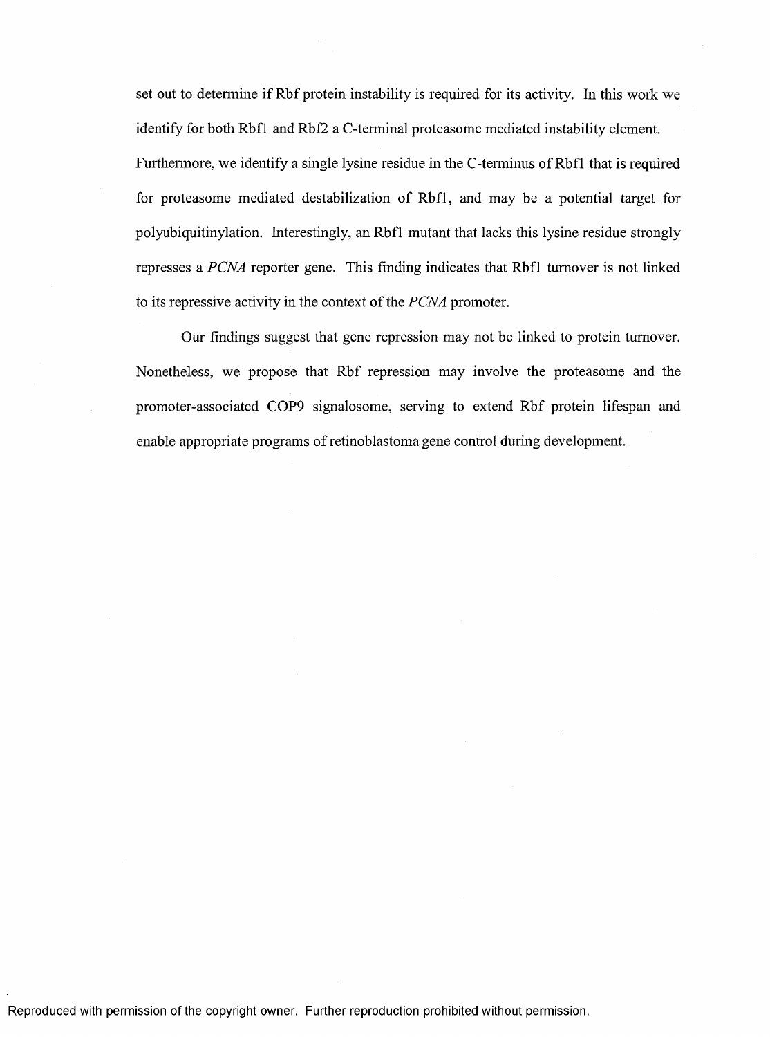set out to determine if Rbf protein instability is required for its activity. In this work we identify for both Rbf1 and Rbf2 a C-terminal proteasome mediated instability element. Furthermore, we identify a single lysine residue in the C-terminus of Rbf1 that is required for proteasome mediated destabilization of Rbf1, and may be a potential target for polyubiquitinylation. Interestingly, an Rbf1 mutant that lacks this lysine residue strongly represses a *PCNA* reporter gene. This finding indicates that Rbf1 turnover is not linked to its repressive activity in the context of the *PCNA* promoter.

Our findings suggest that gene repression may not be linked to protein turnover. Nonetheless, we propose that Rbf repression may involve the proteasome and the promoter-associated COP9 signalosome, serving to extend Rbf protein lifespan and enable appropriate programs of retinoblastoma gene control during development.